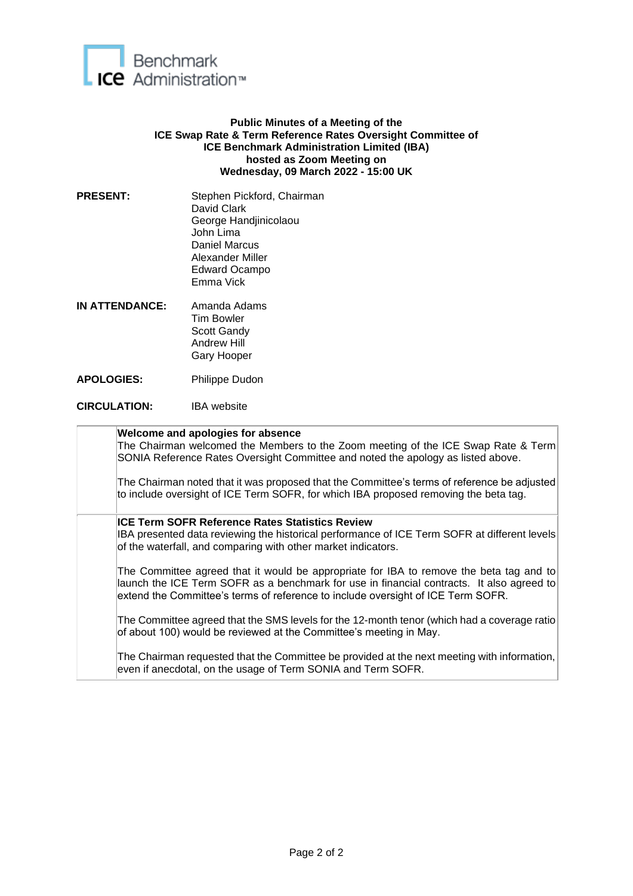**Public Minutes of a Meeting of the**
**ICE Swap Rate & Term Reference Rates Oversight Committee of**
**ICE Benchmark Administration Limited (IBA)**
**hosted as Zoom Meeting on**
**Wednesday, 09 March 2022 - 15:00 UK**

**PRESENT:**
Stephen Pickford, Chairman
David Clark
George Handjinicolaou
John Lima
Daniel Marcus
Alexander Miller
Edward Ocampo
Emma Vick

**IN ATTENDANCE:**
Amanda Adams
Tim Bowler
Scott Gandy
Andrew Hill
Gary Hooper

**APOLOGIES:** Philippe Dudon

**CIRCULATION:** IBA website

**Welcome and apologies for absence**

The Chairman welcomed the Members to the Zoom meeting of the ICE Swap Rate & Term SONIA Reference Rates Oversight Committee and noted the apology as listed above.

The Chairman noted that it was proposed that the Committee's terms of reference be adjusted to include oversight of ICE Term SOFR, for which IBA proposed removing the beta tag.

**ICE Term SOFR Reference Rates Statistics Review**

IBA presented data reviewing the historical performance of ICE Term SOFR at different levels of the waterfall, and comparing with other market indicators.

The Committee agreed that it would be appropriate for IBA to remove the beta tag and to launch the ICE Term SOFR as a benchmark for use in financial contracts. It also agreed to extend the Committee's terms of reference to include oversight of ICE Term SOFR.

The Committee agreed that the SMS levels for the 12-month tenor (which had a coverage ratio of about 100) would be reviewed at the Committee's meeting in May.

The Chairman requested that the Committee be provided at the next meeting with information, even if anecdotal, on the usage of Term SONIA and Term SOFR.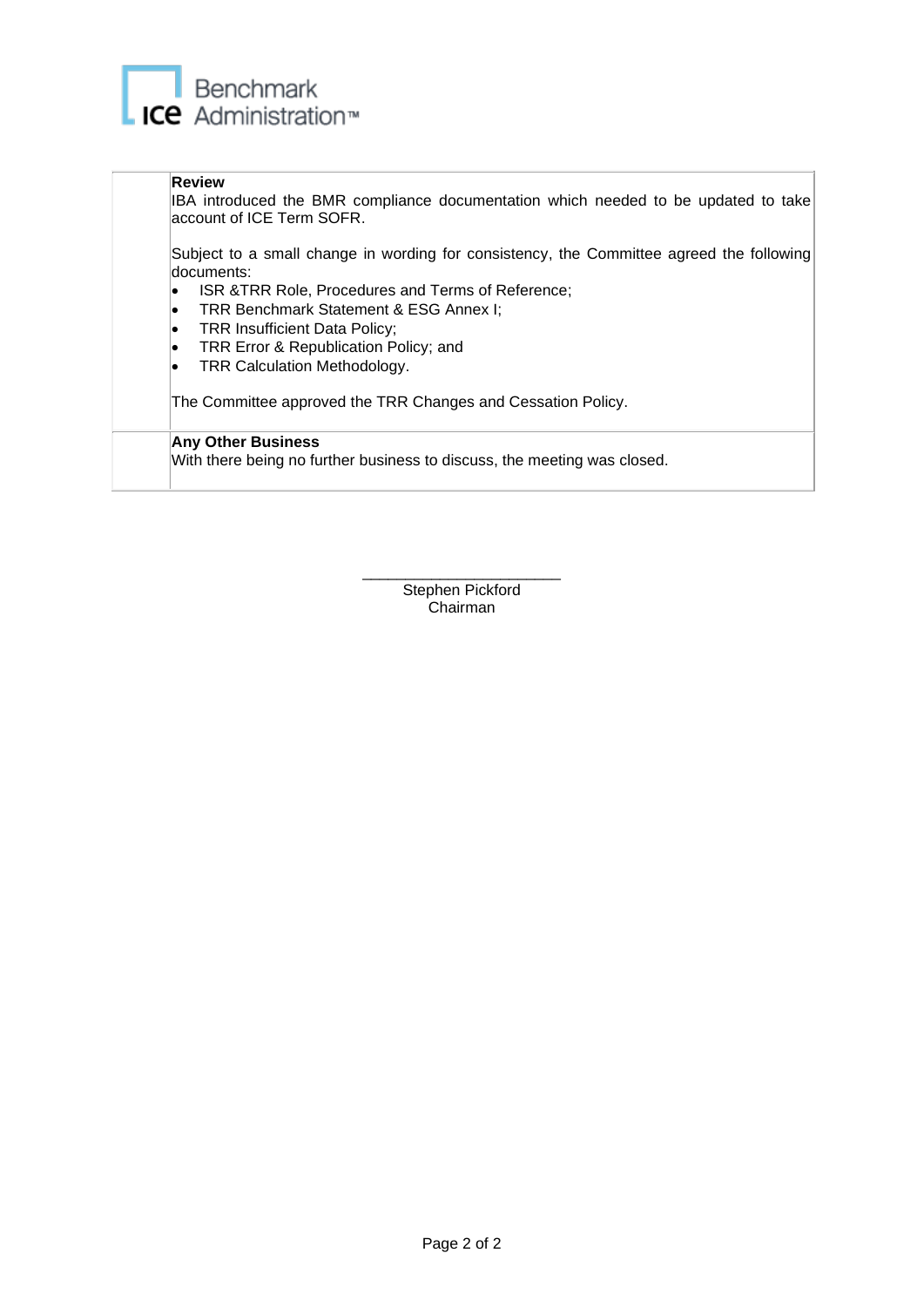**Review**

IBA introduced the BMR compliance documentation which needed to be updated to take account of ICE Term SOFR.

Subject to a small change in wording for consistency, the Committee agreed the following documents:

- ISR &TRR Role, Procedures and Terms of Reference;
- TRR Benchmark Statement & ESG Annex I;
- TRR Insufficient Data Policy;
- TRR Error & Republication Policy; and
- TRR Calculation Methodology.

The Committee approved the TRR Changes and Cessation Policy.

**Any Other Business**

With there being no further business to discuss, the meeting was closed.

\_\_\_\_\_\_\_\_\_\_\_\_\_\_\_\_\_\_\_\_\_\_

Stephen Pickford
Chairman